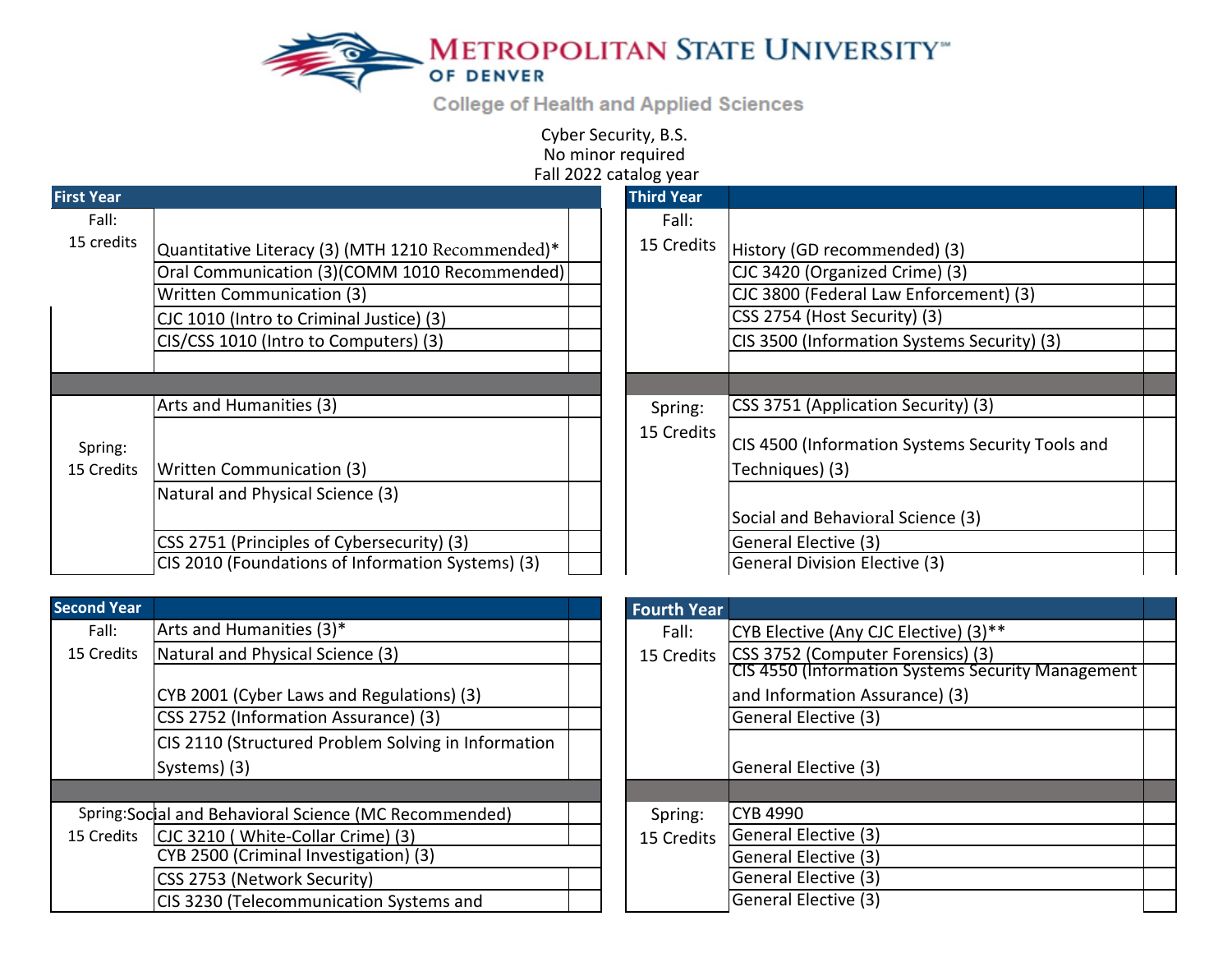# Metropolitan State University of Denver

College of Health and Applied Sciences

Cyber Security, B.S.
No minor required
Fall 2022 catalog year

## First Year

| Semester | Course | |
|---|---|---|
| Fall: 15 credits | Quantitative Literacy (3) (MTH 1210 Recommended)* | |
| | Oral Communication (3)(COMM 1010 Recommended) | |
| | Written Communication (3) | |
| | CJC 1010 (Intro to Criminal Justice) (3) | |
| | CIS/CSS 1010 (Intro to Computers) (3) | |
| Spring: 15 Credits | Arts and Humanities (3) | |
| | Written Communication (3) | |
| | Natural and Physical Science (3) | |
| | CSS 2751 (Principles of Cybersecurity) (3) | |
| | CIS 2010 (Foundations of Information Systems) (3) | |

## Second Year

| Semester | Course | |
|---|---|---|
| Fall: 15 Credits | Arts and Humanities (3)* | |
| | Natural and Physical Science (3) | |
| | CYB 2001 (Cyber Laws and Regulations) (3) | |
| | CSS 2752 (Information Assurance) (3) | |
| | CIS 2110 (Structured Problem Solving in Information Systems) (3) | |
| Spring: 15 Credits | Social and Behavioral Science (MC Recommended) | |
| | CJC 3210 ( White-Collar Crime) (3) | |
| | CYB 2500 (Criminal Investigation) (3) | |
| | CSS 2753 (Network Security) | |
| | CIS 3230 (Telecommunication Systems and | |

## Third Year

| Semester | Course | |
|---|---|---|
| Fall: 15 Credits | History (GD recommended) (3) | |
| | CJC 3420 (Organized Crime) (3) | |
| | CJC 3800 (Federal Law Enforcement) (3) | |
| | CSS 2754 (Host Security) (3) | |
| | CIS 3500 (Information Systems Security) (3) | |
| Spring: 15 Credits | CSS 3751 (Application Security) (3) | |
| | CIS 4500 (Information Systems Security Tools and Techniques) (3) | |
| | Social and Behavioral Science (3) | |
| | General Elective (3) | |
| | General Division Elective (3) | |

## Fourth Year

| Semester | Course | |
|---|---|---|
| Fall: 15 Credits | CYB Elective (Any CJC Elective) (3)** | |
| | CSS 3752 (Computer Forensics) (3) | |
| | CIS 4550 (Information Systems Security Management and Information Assurance) (3) | |
| | General Elective (3) | |
| | General Elective (3) | |
| Spring: 15 Credits | CYB 4990 | |
| | General Elective (3) | |
| | General Elective (3) | |
| | General Elective (3) | |
| | General Elective (3) | |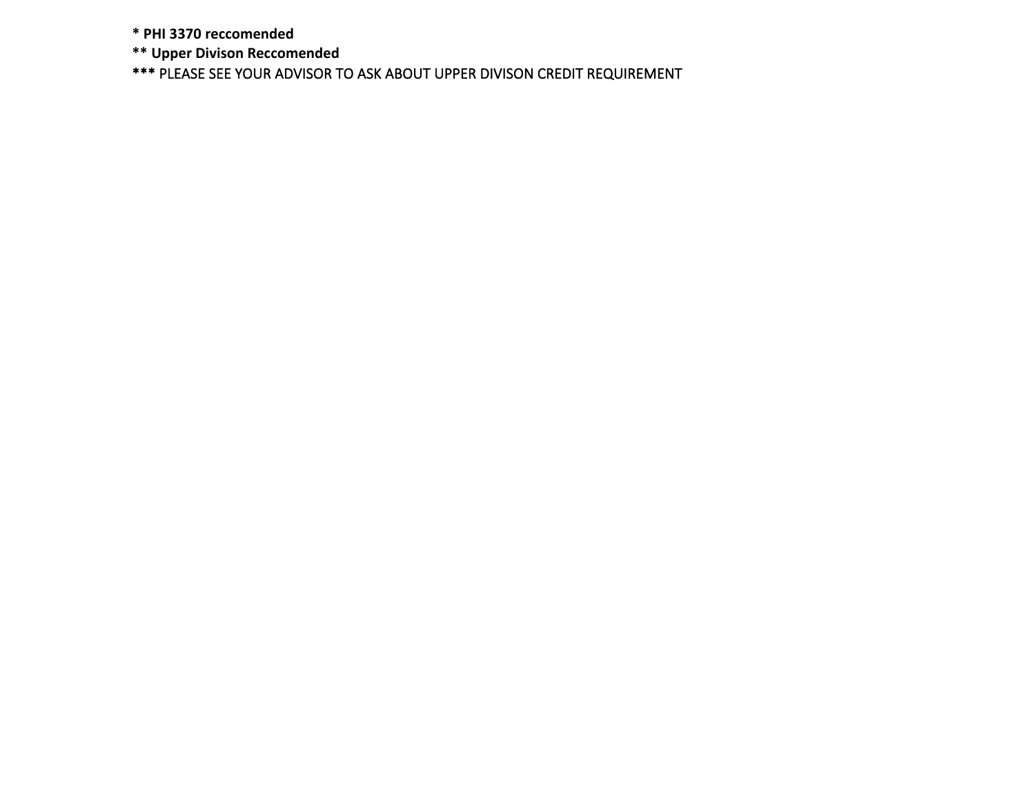**\* PHI 3370 reccomended**

**\*\* Upper Divison Reccomended**

**\*\*\*** PLEASE SEE YOUR ADVISOR TO ASK ABOUT UPPER DIVISON CREDIT REQUIREMENT